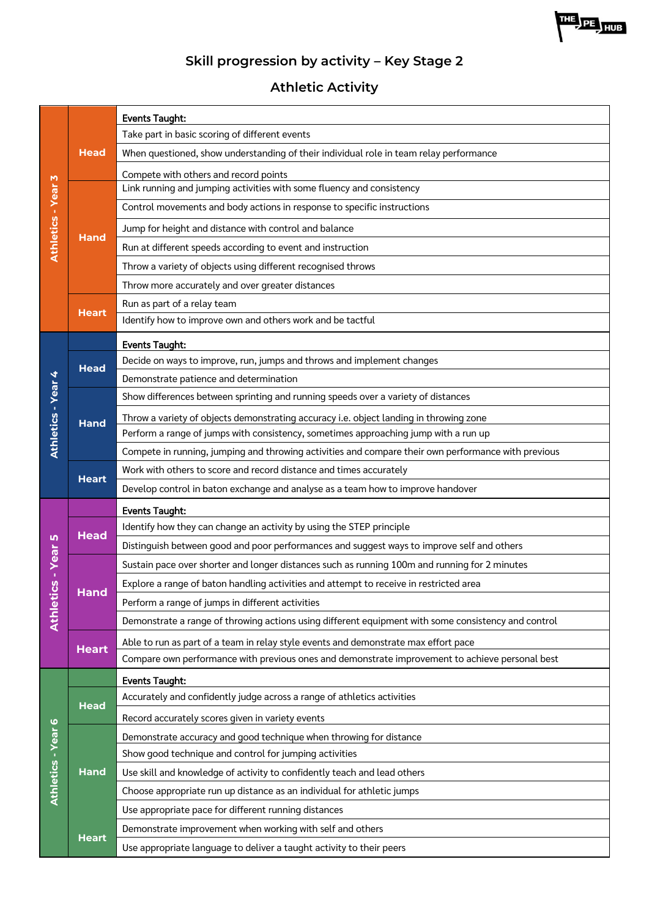## Skill progression by activity – Key Stage 2

### Athletic Activity

| Year | Area | Skill |
|---|---|---|
| Athletics - Year 3 | | Events Taught: |
| | Head | Take part in basic scoring of different events |
| | | When questioned, show understanding of their individual role in team relay performance |
| | | Compete with others and record points |
| | Hand | Link running and jumping activities with some fluency and consistency |
| | | Control movements and body actions in response to specific instructions |
| | | Jump for height and distance with control and balance |
| | | Run at different speeds according to event and instruction |
| | | Throw a variety of objects using different recognised throws |
| | | Throw more accurately and over greater distances |
| | Heart | Run as part of a relay team |
| | | Identify how to improve own and others work and be tactful |
| Athletics - Year 4 | | Events Taught: |
| | Head | Decide on ways to improve, run, jumps and throws and implement changes |
| | | Demonstrate patience and determination |
| | Hand | Show differences between sprinting and running speeds over a variety of distances |
| | | Throw a variety of objects demonstrating accuracy i.e. object landing in throwing zone |
| | | Perform a range of jumps with consistency, sometimes approaching jump with a run up |
| | | Compete in running, jumping and throwing activities and compare their own performance with previous |
| | Heart | Work with others to score and record distance and times accurately |
| | | Develop control in baton exchange and analyse as a team how to improve handover |
| Athletics - Year 5 | | Events Taught: |
| | Head | Identify how they can change an activity by using the STEP principle |
| | | Distinguish between good and poor performances and suggest ways to improve self and others |
| | Hand | Sustain pace over shorter and longer distances such as running 100m and running for 2 minutes |
| | | Explore a range of baton handling activities and attempt to receive in restricted area |
| | | Perform a range of jumps in different activities |
| | | Demonstrate a range of throwing actions using different equipment with some consistency and control |
| | Heart | Able to run as part of a team in relay style events and demonstrate max effort pace |
| | | Compare own performance with previous ones and demonstrate improvement to achieve personal best |
| Athletics - Year 6 | | Events Taught: |
| | Head | Accurately and confidently judge across a range of athletics activities |
| | | Record accurately scores given in variety events |
| | Hand | Demonstrate accuracy and good technique when throwing for distance |
| | | Show good technique and control for jumping activities |
| | | Use skill and knowledge of activity to confidently teach and lead others |
| | | Choose appropriate run up distance as an individual for athletic jumps |
| | | Use appropriate pace for different running distances |
| | Heart | Demonstrate improvement when working with self and others |
| | | Use appropriate language to deliver a taught activity to their peers |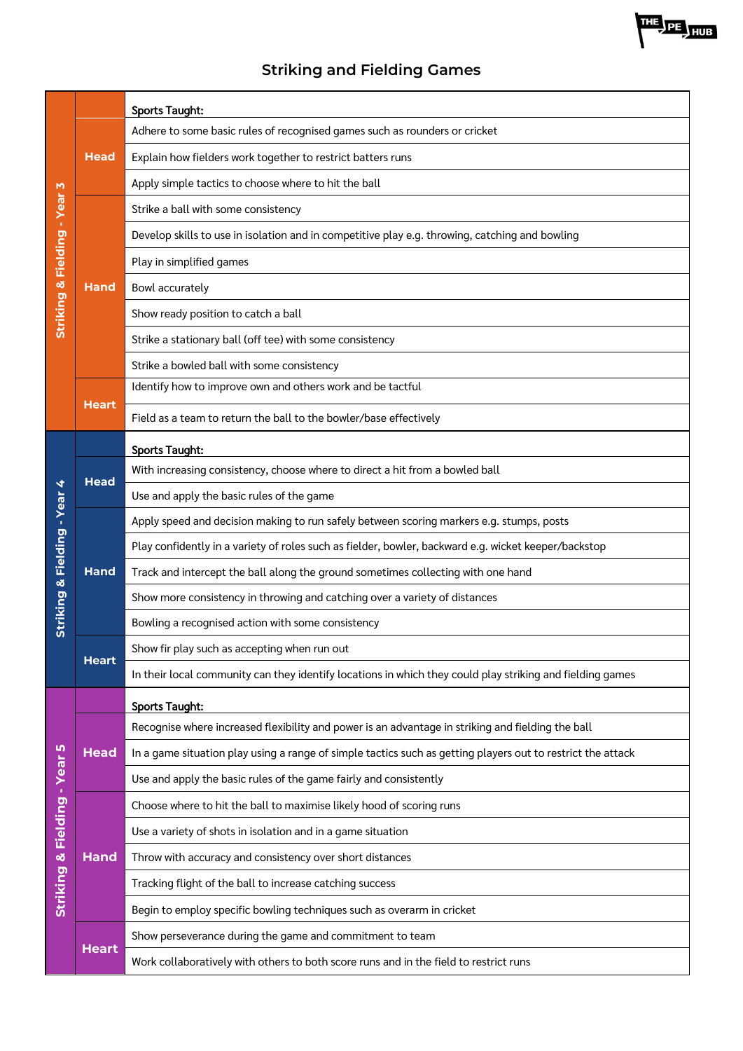# Striking and Fielding Games

| Year | Area | Objective |
|---|---|---|
| Striking & Fielding - Year 3 | | Sports Taught: |
| | Head | Adhere to some basic rules of recognised games such as rounders or cricket |
| | | Explain how fielders work together to restrict batters runs |
| | | Apply simple tactics to choose where to hit the ball |
| | Hand | Strike a ball with some consistency |
| | | Develop skills to use in isolation and in competitive play e.g. throwing, catching and bowling |
| | | Play in simplified games |
| | | Bowl accurately |
| | | Show ready position to catch a ball |
| | | Strike a stationary ball (off tee) with some consistency |
| | | Strike a bowled ball with some consistency |
| | Heart | Identify how to improve own and others work and be tactful |
| | | Field as a team to return the ball to the bowler/base effectively |
| Striking & Fielding - Year 4 | | Sports Taught: |
| | Head | With increasing consistency, choose where to direct a hit from a bowled ball |
| | | Use and apply the basic rules of the game |
| | Hand | Apply speed and decision making to run safely between scoring markers e.g. stumps, posts |
| | | Play confidently in a variety of roles such as fielder, bowler, backward e.g. wicket keeper/backstop |
| | | Track and intercept the ball along the ground sometimes collecting with one hand |
| | | Show more consistency in throwing and catching over a variety of distances |
| | | Bowling a recognised action with some consistency |
| | Heart | Show fir play such as accepting when run out |
| | | In their local community can they identify locations in which they could play striking and fielding games |
| Striking & Fielding - Year 5 | | Sports Taught: |
| | Head | Recognise where increased flexibility and power is an advantage in striking and fielding the ball |
| | | In a game situation play using a range of simple tactics such as getting players out to restrict the attack |
| | | Use and apply the basic rules of the game fairly and consistently |
| | Hand | Choose where to hit the ball to maximise likely hood of scoring runs |
| | | Use a variety of shots in isolation and in a game situation |
| | | Throw with accuracy and consistency over short distances |
| | | Tracking flight of the ball to increase catching success |
| | | Begin to employ specific bowling techniques such as overarm in cricket |
| | Heart | Show perseverance during the game and commitment to team |
| | | Work collaboratively with others to both score runs and in the field to restrict runs |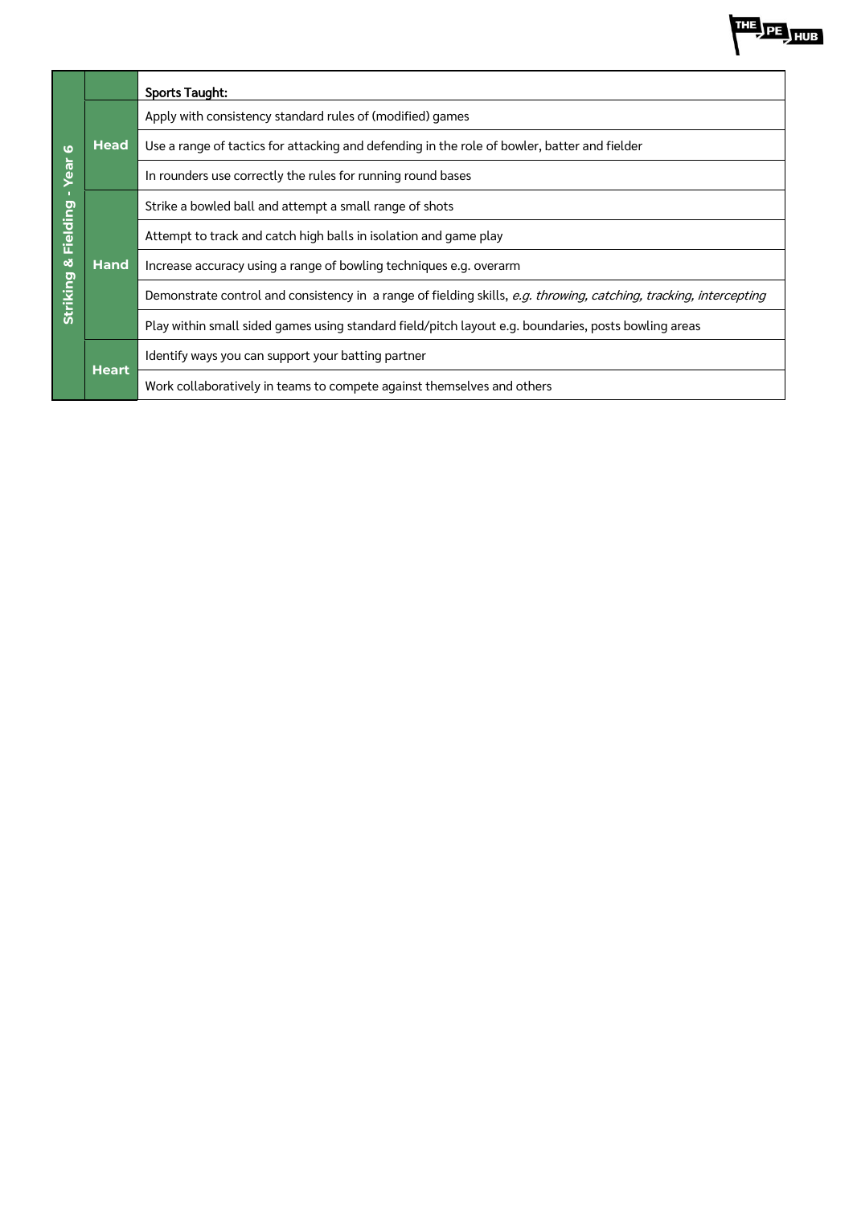| Striking & Fielding - Year 6 | | Sports Taught: |
|---|---|---|
| | Head | Apply with consistency standard rules of (modified) games |
| | | Use a range of tactics for attacking and defending in the role of bowler, batter and fielder |
| | | In rounders use correctly the rules for running round bases |
| | Hand | Strike a bowled ball and attempt a small range of shots |
| | | Attempt to track and catch high balls in isolation and game play |
| | | Increase accuracy using a range of bowling techniques e.g. overarm |
| | | Demonstrate control and consistency in a range of fielding skills, *e.g. throwing, catching, tracking, intercepting* |
| | | Play within small sided games using standard field/pitch layout e.g. boundaries, posts bowling areas |
| | Heart | Identify ways you can support your batting partner |
| | | Work collaboratively in teams to compete against themselves and others |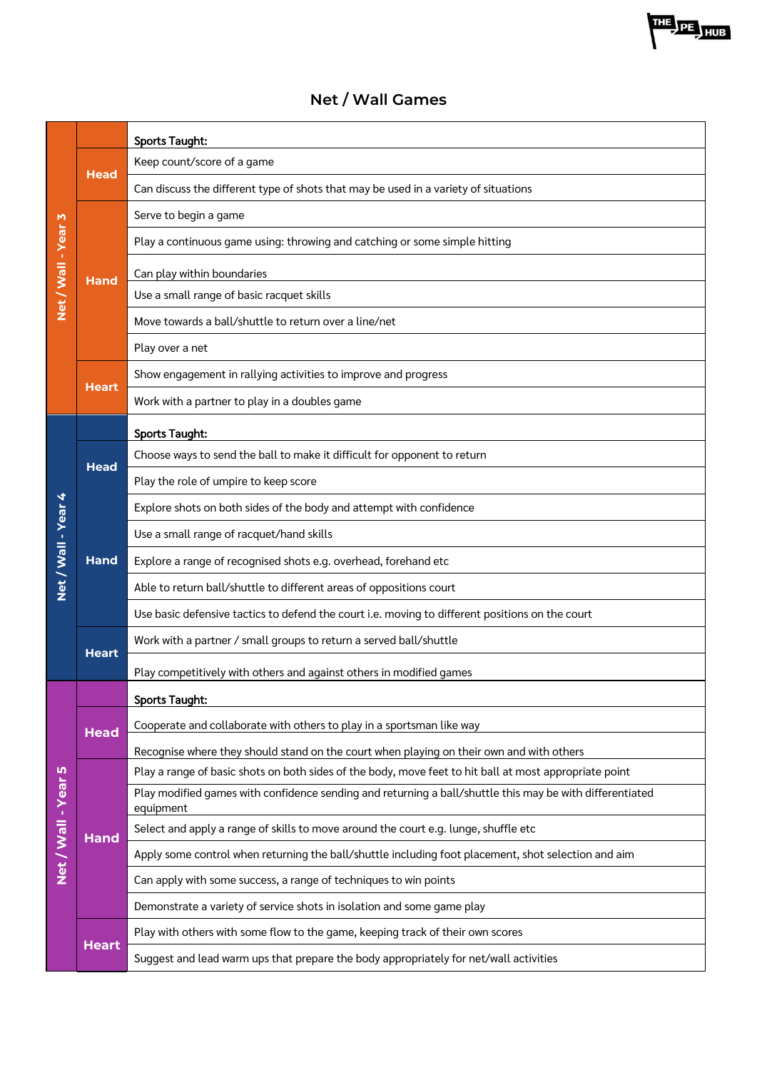## Net / Wall Games

| Year | Area | Objective |
|---|---|---|
| Net / Wall - Year 3 | | Sports Taught: |
| | Head | Keep count/score of a game |
| | | Can discuss the different type of shots that may be used in a variety of situations |
| | Hand | Serve to begin a game |
| | | Play a continuous game using: throwing and catching or some simple hitting |
| | | Can play within boundaries |
| | | Use a small range of basic racquet skills |
| | | Move towards a ball/shuttle to return over a line/net |
| | | Play over a net |
| | Heart | Show engagement in rallying activities to improve and progress |
| | | Work with a partner to play in a doubles game |
| Net / Wall - Year 4 | | Sports Taught: |
| | Head | Choose ways to send the ball to make it difficult for opponent to return |
| | | Play the role of umpire to keep score |
| | Hand | Explore shots on both sides of the body and attempt with confidence |
| | | Use a small range of racquet/hand skills |
| | | Explore a range of recognised shots e.g. overhead, forehand etc |
| | | Able to return ball/shuttle to different areas of oppositions court |
| | | Use basic defensive tactics to defend the court i.e. moving to different positions on the court |
| | Heart | Work with a partner / small groups to return a served ball/shuttle |
| | | Play competitively with others and against others in modified games |
| Net / Wall - Year 5 | | Sports Taught: |
| | Head | Cooperate and collaborate with others to play in a sportsman like way |
| | | Recognise where they should stand on the court when playing on their own and with others |
| | Hand | Play a range of basic shots on both sides of the body, move feet to hit ball at most appropriate point |
| | | Play modified games with confidence sending and returning a ball/shuttle this may be with differentiated equipment |
| | | Select and apply a range of skills to move around the court e.g. lunge, shuffle etc |
| | | Apply some control when returning the ball/shuttle including foot placement, shot selection and aim |
| | | Can apply with some success, a range of techniques to win points |
| | | Demonstrate a variety of service shots in isolation and some game play |
| | Heart | Play with others with some flow to the game, keeping track of their own scores |
| | | Suggest and lead warm ups that prepare the body appropriately for net/wall activities |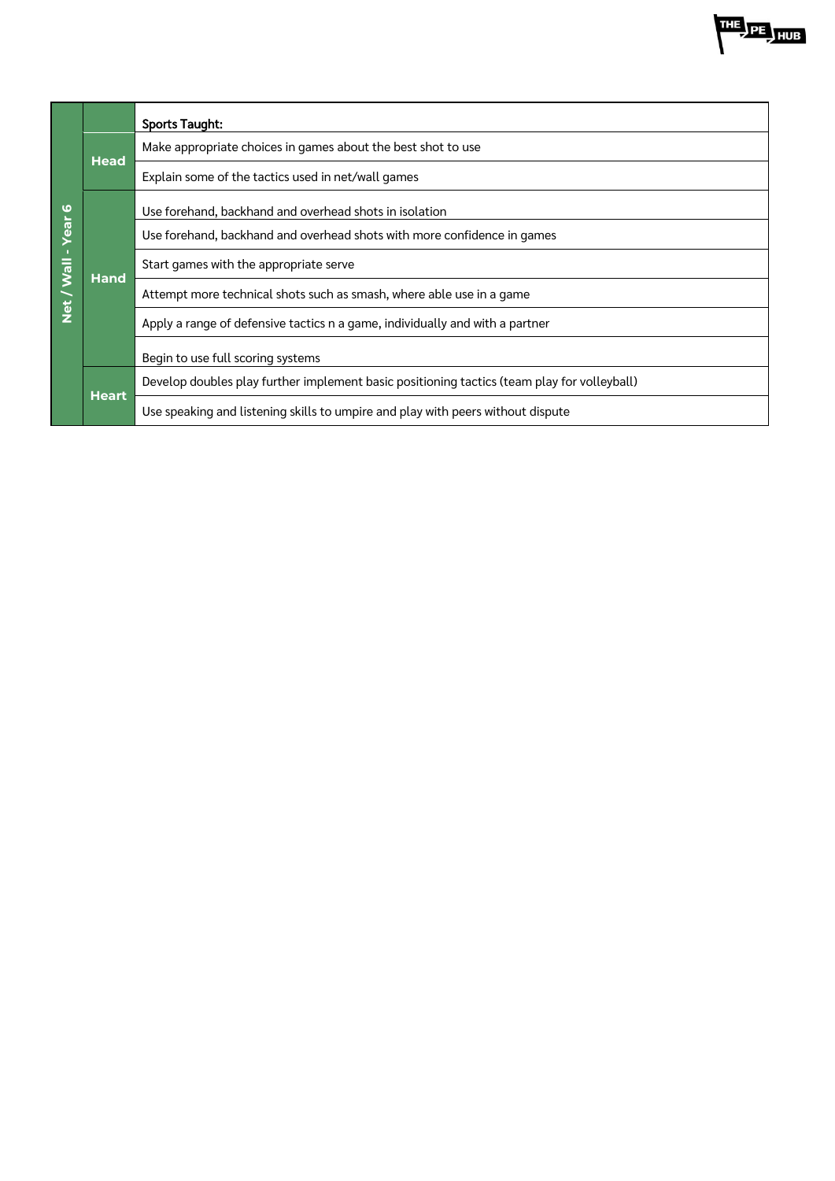| Net / Wall - Year 6 | | |
|---|---|---|
| | | **Sports Taught:** |
| | Head | Make appropriate choices in games about the best shot to use |
| | | Explain some of the tactics used in net/wall games |
| | Hand | Use forehand, backhand and overhead shots in isolation |
| | | Use forehand, backhand and overhead shots with more confidence in games |
| | | Start games with the appropriate serve |
| | | Attempt more technical shots such as smash, where able use in a game |
| | | Apply a range of defensive tactics n a game, individually and with a partner |
| | | Begin to use full scoring systems |
| | Heart | Develop doubles play further implement basic positioning tactics (team play for volleyball) |
| | | Use speaking and listening skills to umpire and play with peers without dispute |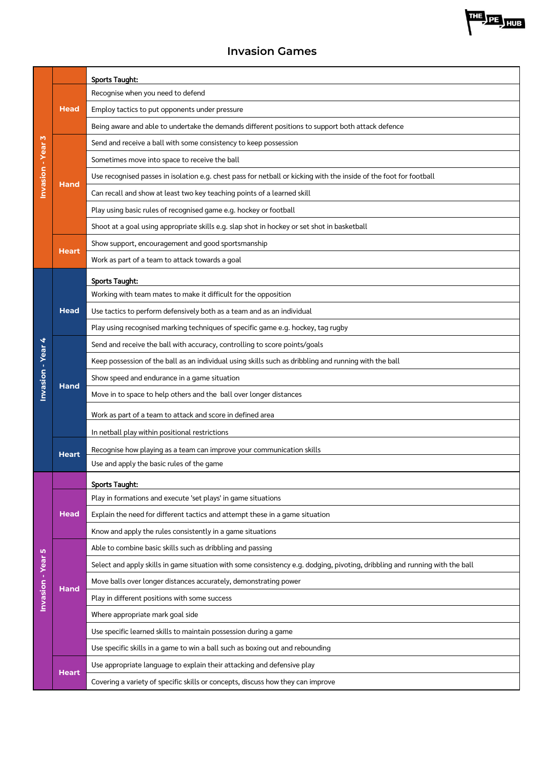# Invasion Games

| Year | Area | Objective |
|---|---|---|
| Invasion - Year 3 | | **Sports Taught:** |
| | Head | Recognise when you need to defend |
| | | Employ tactics to put opponents under pressure |
| | | Being aware and able to undertake the demands different positions to support both attack defence |
| | Hand | Send and receive a ball with some consistency to keep possession |
| | | Sometimes move into space to receive the ball |
| | | Use recognised passes in isolation e.g. chest pass for netball or kicking with the inside of the foot for football |
| | | Can recall and show at least two key teaching points of a learned skill |
| | | Play using basic rules of recognised game e.g. hockey or football |
| | | Shoot at a goal using appropriate skills e.g. slap shot in hockey or set shot in basketball |
| | Heart | Show support, encouragement and good sportsmanship |
| | | Work as part of a team to attack towards a goal |
| Invasion - Year 4 | | **Sports Taught:** |
| | Head | Working with team mates to make it difficult for the opposition |
| | | Use tactics to perform defensively both as a team and as an individual |
| | | Play using recognised marking techniques of specific game e.g. hockey, tag rugby |
| | Hand | Send and receive the ball with accuracy, controlling to score points/goals |
| | | Keep possession of the ball as an individual using skills such as dribbling and running with the ball |
| | | Show speed and endurance in a game situation |
| | | Move in to space to help others and the ball over longer distances |
| | | Work as part of a team to attack and score in defined area |
| | | In netball play within positional restrictions |
| | Heart | Recognise how playing as a team can improve your communication skills |
| | | Use and apply the basic rules of the game |
| Invasion - Year 5 | | **Sports Taught:** |
| | Head | Play in formations and execute 'set plays' in game situations |
| | | Explain the need for different tactics and attempt these in a game situation |
| | | Know and apply the rules consistently in a game situations |
| | Hand | Able to combine basic skills such as dribbling and passing |
| | | Select and apply skills in game situation with some consistency e.g. dodging, pivoting, dribbling and running with the ball |
| | | Move balls over longer distances accurately, demonstrating power |
| | | Play in different positions with some success |
| | | Where appropriate mark goal side |
| | | Use specific learned skills to maintain possession during a game |
| | | Use specific skills in a game to win a ball such as boxing out and rebounding |
| | Heart | Use appropriate language to explain their attacking and defensive play |
| | | Covering a variety of specific skills or concepts, discuss how they can improve |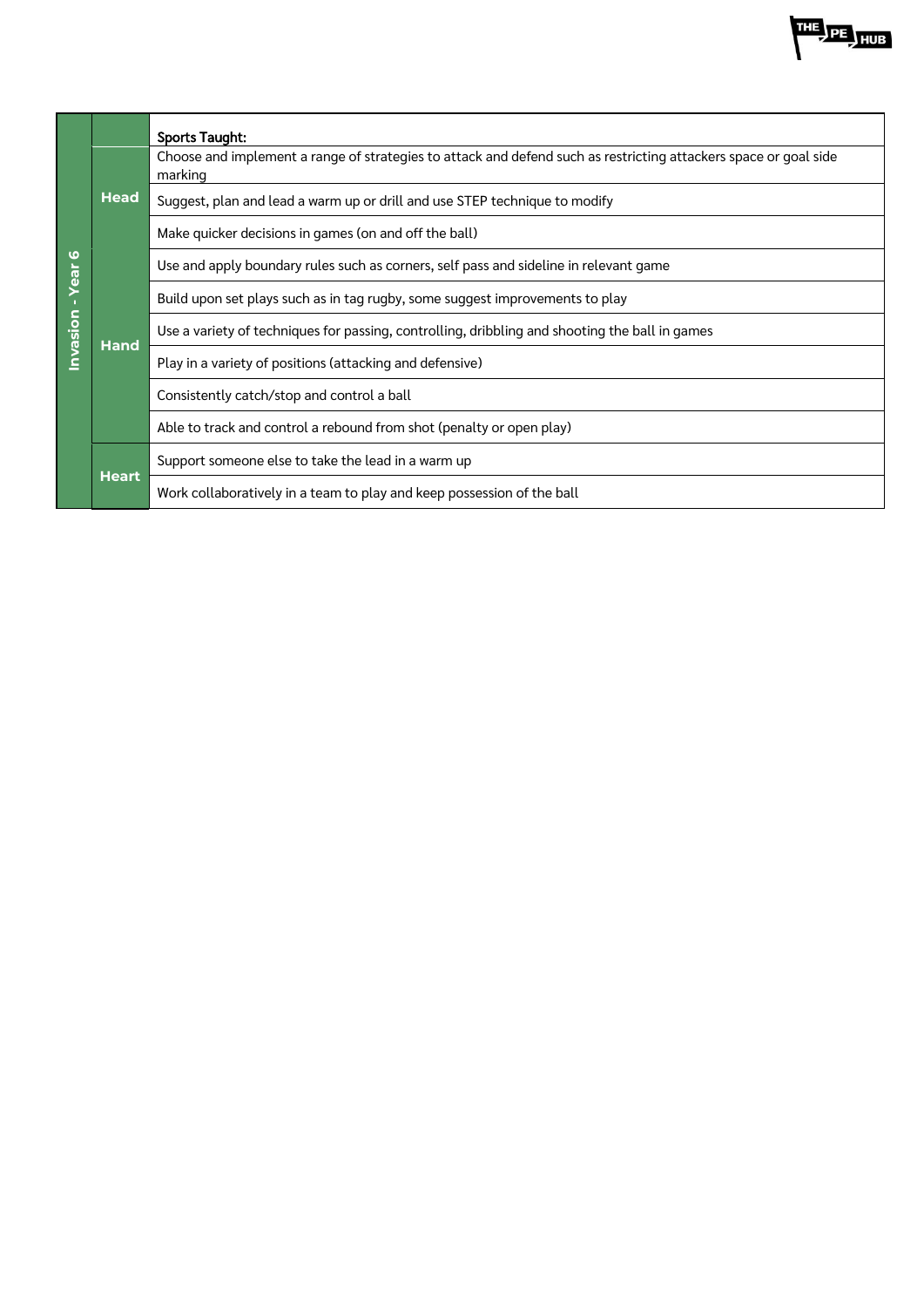| Invasion - Year 6 | | |
|---|---|---|
| | | Sports Taught: |
| | Head | Choose and implement a range of strategies to attack and defend such as restricting attackers space or goal side marking |
| | | Suggest, plan and lead a warm up or drill and use STEP technique to modify |
| | | Make quicker decisions in games (on and off the ball) |
| | Hand | Use and apply boundary rules such as corners, self pass and sideline in relevant game |
| | | Build upon set plays such as in tag rugby, some suggest improvements to play |
| | | Use a variety of techniques for passing, controlling, dribbling and shooting the ball in games |
| | | Play in a variety of positions (attacking and defensive) |
| | | Consistently catch/stop and control a ball |
| | | Able to track and control a rebound from shot (penalty or open play) |
| | Heart | Support someone else to take the lead in a warm up |
| | | Work collaboratively in a team to play and keep possession of the ball |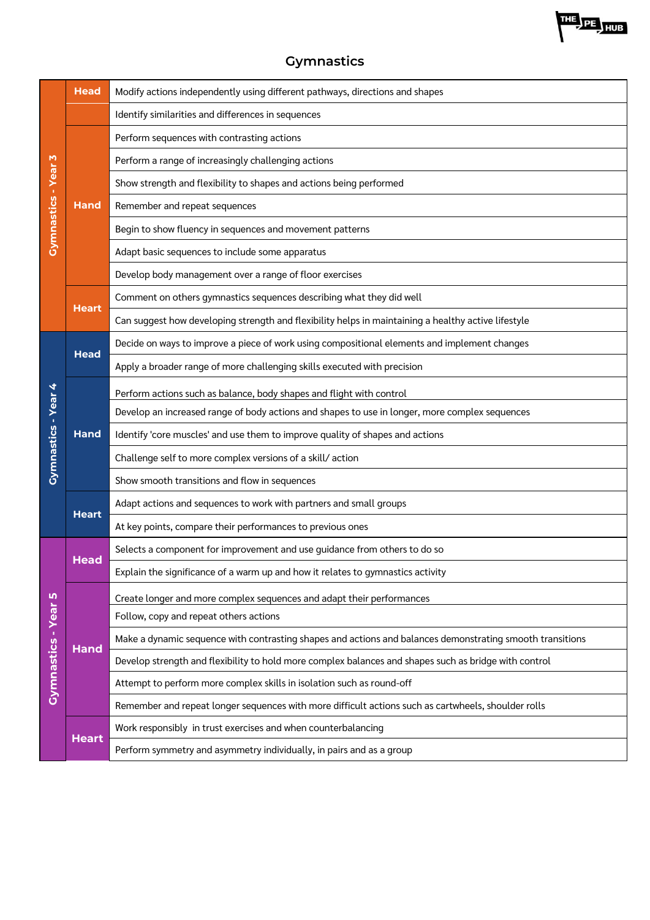# Gymnastics

| Year | Area | Objective |
|---|---|---|
| Gymnastics - Year 3 | Head | Modify actions independently using different pathways, directions and shapes |
| | | Identify similarities and differences in sequences |
| | Hand | Perform sequences with contrasting actions |
| | | Perform a range of increasingly challenging actions |
| | | Show strength and flexibility to shapes and actions being performed |
| | | Remember and repeat sequences |
| | | Begin to show fluency in sequences and movement patterns |
| | | Adapt basic sequences to include some apparatus |
| | | Develop body management over a range of floor exercises |
| | Heart | Comment on others gymnastics sequences describing what they did well |
| | | Can suggest how developing strength and flexibility helps in maintaining a healthy active lifestyle |
| Gymnastics - Year 4 | Head | Decide on ways to improve a piece of work using compositional elements and implement changes |
| | | Apply a broader range of more challenging skills executed with precision |
| | Hand | Perform actions such as balance, body shapes and flight with control |
| | | Develop an increased range of body actions and shapes to use in longer, more complex sequences |
| | | Identify 'core muscles' and use them to improve quality of shapes and actions |
| | | Challenge self to more complex versions of a skill/ action |
| | | Show smooth transitions and flow in sequences |
| | Heart | Adapt actions and sequences to work with partners and small groups |
| | | At key points, compare their performances to previous ones |
| Gymnastics - Year 5 | Head | Selects a component for improvement and use guidance from others to do so |
| | | Explain the significance of a warm up and how it relates to gymnastics activity |
| | Hand | Create longer and more complex sequences and adapt their performances |
| | | Follow, copy and repeat others actions |
| | | Make a dynamic sequence with contrasting shapes and actions and balances demonstrating smooth transitions |
| | | Develop strength and flexibility to hold more complex balances and shapes such as bridge with control |
| | | Attempt to perform more complex skills in isolation such as round-off |
| | | Remember and repeat longer sequences with more difficult actions such as cartwheels, shoulder rolls |
| | Heart | Work responsibly in trust exercises and when counterbalancing |
| | | Perform symmetry and asymmetry individually, in pairs and as a group |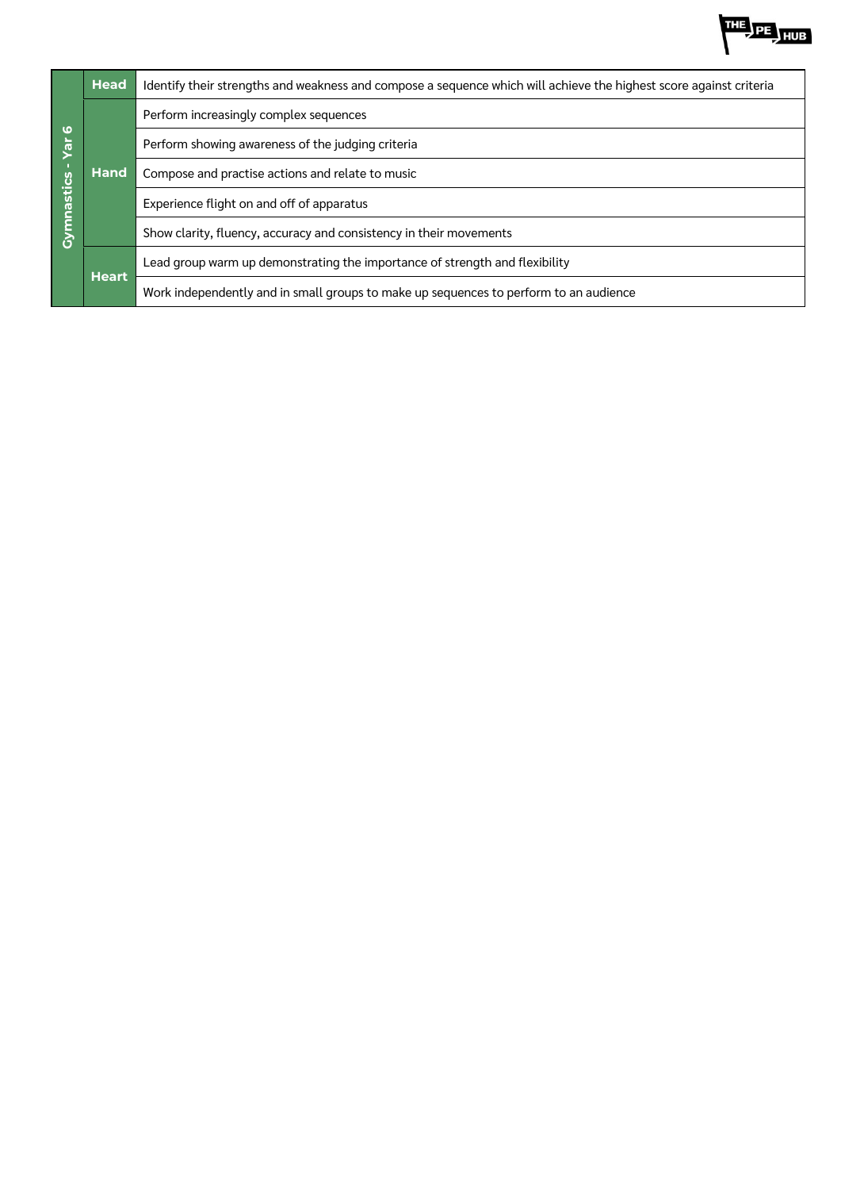| Gymnastics - Yar 6 | | |
|---|---|---|
| | **Head** | Identify their strengths and weakness and compose a sequence which will achieve the highest score against criteria |
| | **Hand** | Perform increasingly complex sequences |
| | | Perform showing awareness of the judging criteria |
| | | Compose and practise actions and relate to music |
| | | Experience flight on and off of apparatus |
| | | Show clarity, fluency, accuracy and consistency in their movements |
| | **Heart** | Lead group warm up demonstrating the importance of strength and flexibility |
| | | Work independently and in small groups to make up sequences to perform to an audience |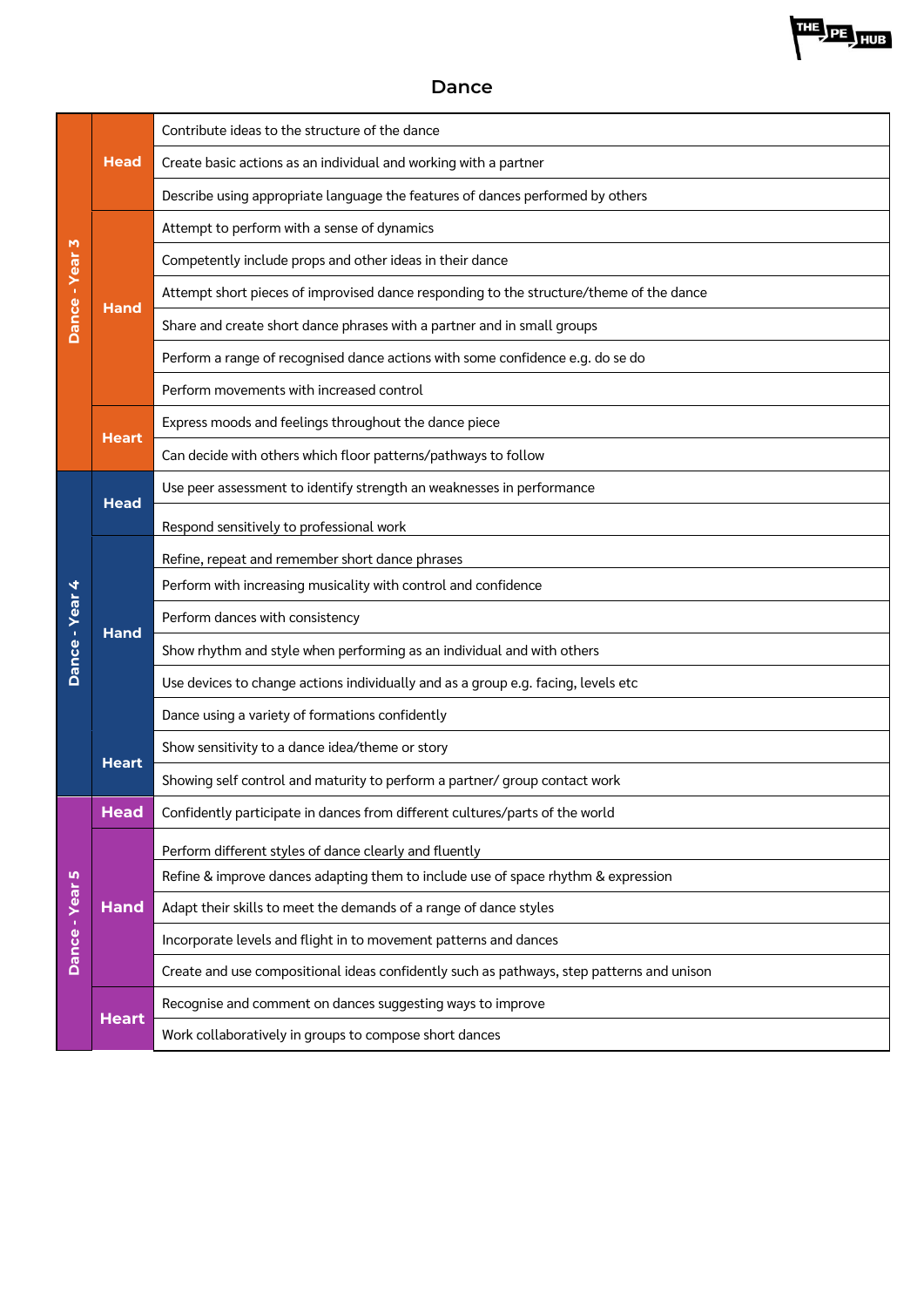# Dance

| Year | Area | Objective |
|---|---|---|
| Dance - Year 3 | Head | Contribute ideas to the structure of the dance |
| | | Create basic actions as an individual and working with a partner |
| | | Describe using appropriate language the features of dances performed by others |
| | Hand | Attempt to perform with a sense of dynamics |
| | | Competently include props and other ideas in their dance |
| | | Attempt short pieces of improvised dance responding to the structure/theme of the dance |
| | | Share and create short dance phrases with a partner and in small groups |
| | | Perform a range of recognised dance actions with some confidence e.g. do se do |
| | | Perform movements with increased control |
| | Heart | Express moods and feelings throughout the dance piece |
| | | Can decide with others which floor patterns/pathways to follow |
| Dance - Year 4 | Head | Use peer assessment to identify strength an weaknesses in performance |
| | | Respond sensitively to professional work |
| | Hand | Refine, repeat and remember short dance phrases |
| | | Perform with increasing musicality with control and confidence |
| | | Perform dances with consistency |
| | | Show rhythm and style when performing as an individual and with others |
| | | Use devices to change actions individually and as a group e.g. facing, levels etc |
| | | Dance using a variety of formations confidently |
| | Heart | Show sensitivity to a dance idea/theme or story |
| | | Showing self control and maturity to perform a partner/ group contact work |
| Dance - Year 5 | Head | Confidently participate in dances from different cultures/parts of the world |
| | Hand | Perform different styles of dance clearly and fluently |
| | | Refine & improve dances adapting them to include use of space rhythm & expression |
| | | Adapt their skills to meet the demands of a range of dance styles |
| | | Incorporate levels and flight in to movement patterns and dances |
| | | Create and use compositional ideas confidently such as pathways, step patterns and unison |
| | Heart | Recognise and comment on dances suggesting ways to improve |
| | | Work collaboratively in groups to compose short dances |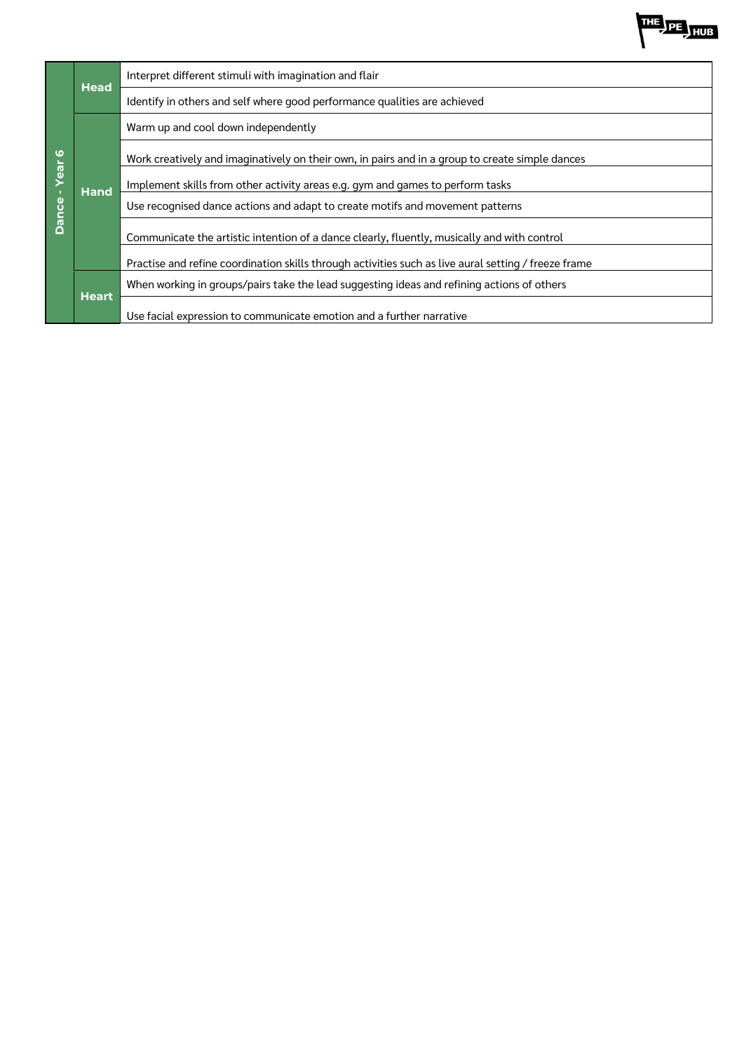| Dance - Year 6 | | |
|---|---|---|
| | **Head** | Interpret different stimuli with imagination and flair |
| | | Identify in others and self where good performance qualities are achieved |
| | **Hand** | Warm up and cool down independently |
| | | Work creatively and imaginatively on their own, in pairs and in a group to create simple dances |
| | | Implement skills from other activity areas e.g. gym and games to perform tasks |
| | | Use recognised dance actions and adapt to create motifs and movement patterns |
| | | Communicate the artistic intention of a dance clearly, fluently, musically and with control |
| | | Practise and refine coordination skills through activities such as live aural setting / freeze frame |
| | **Heart** | When working in groups/pairs take the lead suggesting ideas and refining actions of others |
| | | Use facial expression to communicate emotion and a further narrative |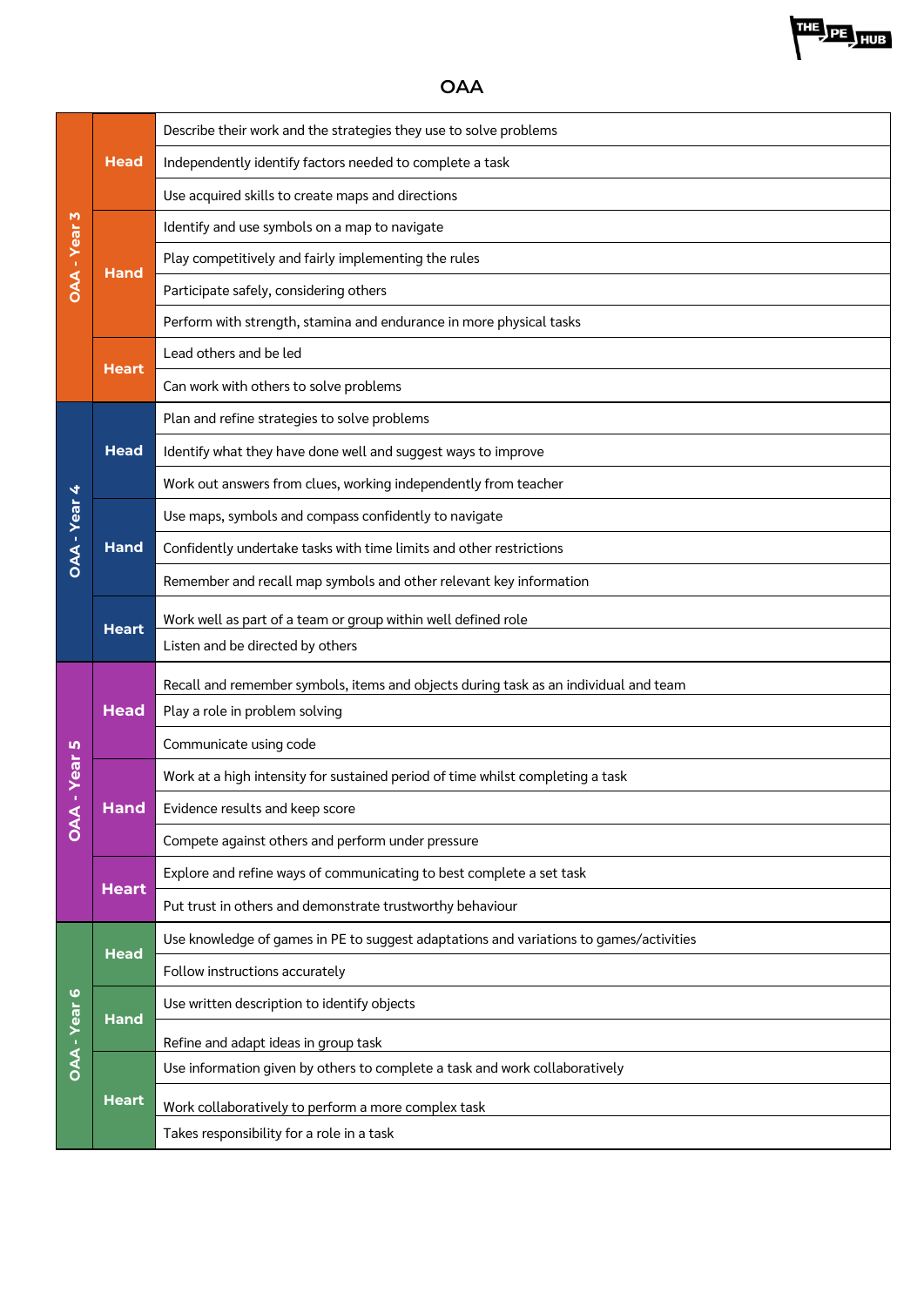# OAA

| | | |
|---|---|---|
| OAA - Year 3 | Head | Describe their work and the strategies they use to solve problems |
| | | Independently identify factors needed to complete a task |
| | | Use acquired skills to create maps and directions |
| | Hand | Identify and use symbols on a map to navigate |
| | | Play competitively and fairly implementing the rules |
| | | Participate safely, considering others |
| | | Perform with strength, stamina and endurance in more physical tasks |
| | Heart | Lead others and be led |
| | | Can work with others to solve problems |
| OAA - Year 4 | Head | Plan and refine strategies to solve problems |
| | | Identify what they have done well and suggest ways to improve |
| | | Work out answers from clues, working independently from teacher |
| | Hand | Use maps, symbols and compass confidently to navigate |
| | | Confidently undertake tasks with time limits and other restrictions |
| | | Remember and recall map symbols and other relevant key information |
| | Heart | Work well as part of a team or group within well defined role |
| | | Listen and be directed by others |
| OAA - Year 5 | Head | Recall and remember symbols, items and objects during task as an individual and team |
| | | Play a role in problem solving |
| | | Communicate using code |
| | Hand | Work at a high intensity for sustained period of time whilst completing a task |
| | | Evidence results and keep score |
| | | Compete against others and perform under pressure |
| | Heart | Explore and refine ways of communicating to best complete a set task |
| | | Put trust in others and demonstrate trustworthy behaviour |
| OAA - Year 6 | Head | Use knowledge of games in PE to suggest adaptations and variations to games/activities |
| | | Follow instructions accurately |
| | Hand | Use written description to identify objects |
| | | Refine and adapt ideas in group task |
| | Heart | Use information given by others to complete a task and work collaboratively |
| | | Work collaboratively to perform a more complex task |
| | | Takes responsibility for a role in a task |